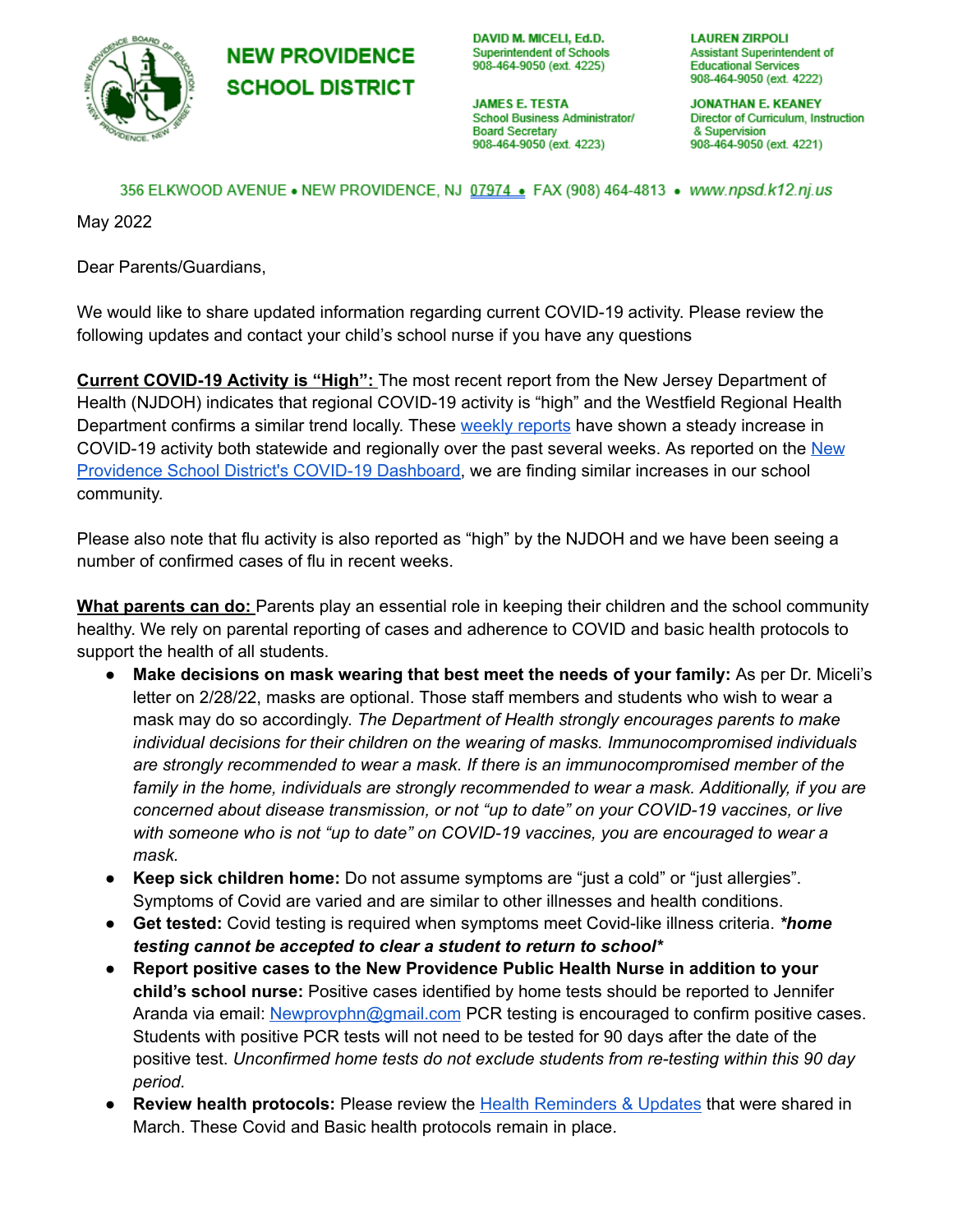# NEW PROVIDENCE SCHOOL DISTRICT

**DAVID M. MICELI, Ed.D.**
Superintendent of Schools
908-464-9050 (ext. 4225)

**LAUREN ZIRPOLI**
Assistant Superintendent of Educational Services
908-464-9050 (ext. 4222)

**JAMES E. TESTA**
School Business Administrator/ Board Secretary
908-464-9050 (ext. 4223)

**JONATHAN E. KEANEY**
Director of Curriculum, Instruction & Supervision
908-464-9050 (ext. 4221)

356 ELKWOOD AVENUE • NEW PROVIDENCE, NJ 07974 • FAX (908) 464-4813 • www.npsd.k12.nj.us

May 2022

Dear Parents/Guardians,

We would like to share updated information regarding current COVID-19 activity. Please review the following updates and contact your child's school nurse if you have any questions

**Current COVID-19 Activity is "High":** The most recent report from the New Jersey Department of Health (NJDOH) indicates that regional COVID-19 activity is "high" and the Westfield Regional Health Department confirms a similar trend locally. These weekly reports have shown a steady increase in COVID-19 activity both statewide and regionally over the past several weeks. As reported on the New Providence School District's COVID-19 Dashboard, we are finding similar increases in our school community.

Please also note that flu activity is also reported as "high" by the NJDOH and we have been seeing a number of confirmed cases of flu in recent weeks.

**What parents can do:** Parents play an essential role in keeping their children and the school community healthy. We rely on parental reporting of cases and adherence to COVID and basic health protocols to support the health of all students.

- **Make decisions on mask wearing that best meet the needs of your family:** As per Dr. Miceli's letter on 2/28/22, masks are optional. Those staff members and students who wish to wear a mask may do so accordingly. *The Department of Health strongly encourages parents to make individual decisions for their children on the wearing of masks. Immunocompromised individuals are strongly recommended to wear a mask. If there is an immunocompromised member of the family in the home, individuals are strongly recommended to wear a mask. Additionally, if you are concerned about disease transmission, or not "up to date" on your COVID-19 vaccines, or live with someone who is not "up to date" on COVID-19 vaccines, you are encouraged to wear a mask.*
- **Keep sick children home:** Do not assume symptoms are "just a cold" or "just allergies". Symptoms of Covid are varied and are similar to other illnesses and health conditions.
- **Get tested:** Covid testing is required when symptoms meet Covid-like illness criteria. ***home testing cannot be accepted to clear a student to return to school***
- **Report positive cases to the New Providence Public Health Nurse in addition to your child's school nurse:** Positive cases identified by home tests should be reported to Jennifer Aranda via email: Newprovphn@gmail.com PCR testing is encouraged to confirm positive cases. Students with positive PCR tests will not need to be tested for 90 days after the date of the positive test. *Unconfirmed home tests do not exclude students from re-testing within this 90 day period.*
- **Review health protocols:** Please review the Health Reminders & Updates that were shared in March. These Covid and Basic health protocols remain in place.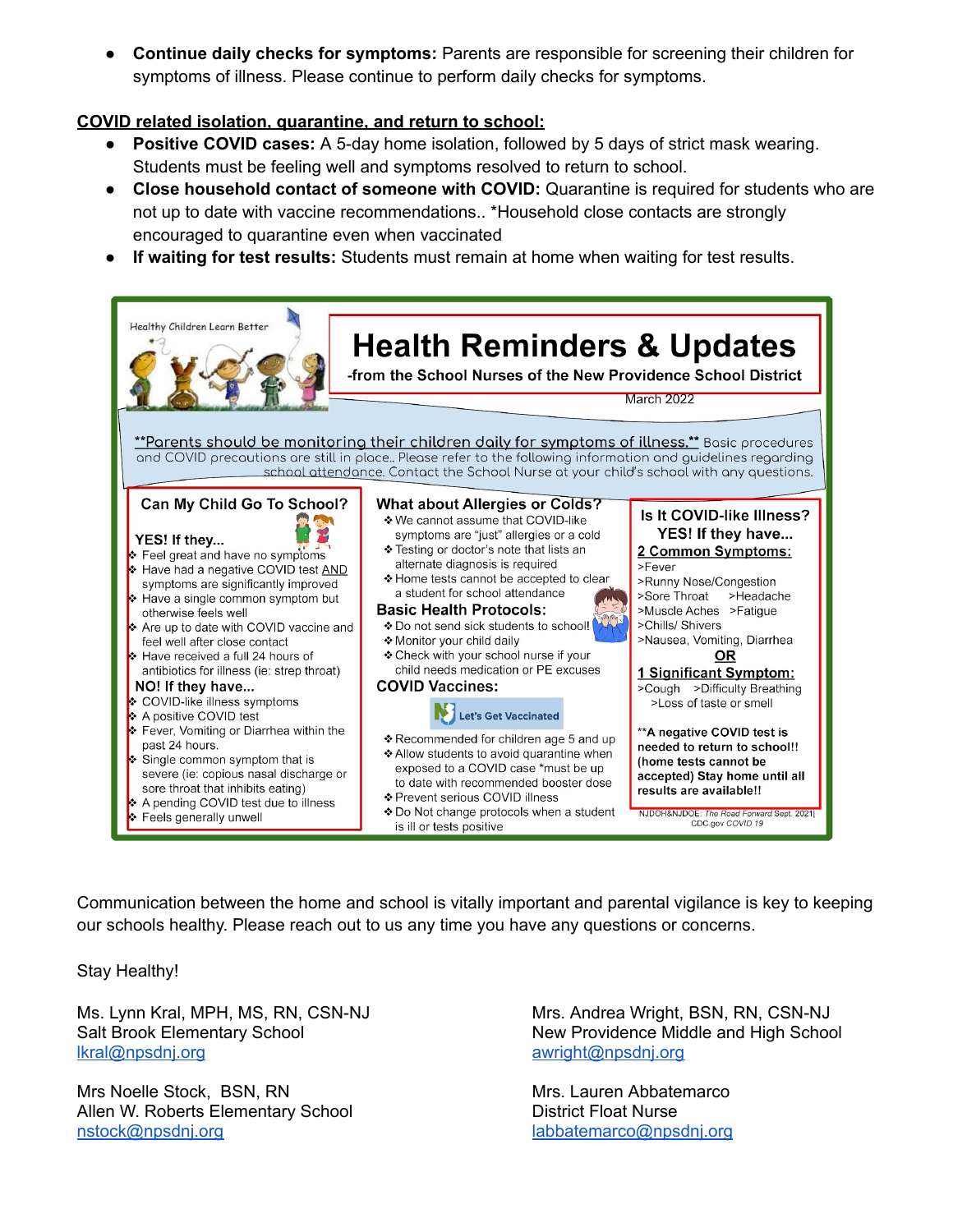- **Continue daily checks for symptoms:** Parents are responsible for screening their children for symptoms of illness. Please continue to perform daily checks for symptoms.

**COVID related isolation, quarantine, and return to school:**

- **Positive COVID cases:** A 5-day home isolation, followed by 5 days of strict mask wearing. Students must be feeling well and symptoms resolved to return to school.
- **Close household contact of someone with COVID:** Quarantine is required for students who are not up to date with vaccine recommendations.. *Household close contacts are strongly encouraged to quarantine even when vaccinated
- **If waiting for test results:** Students must remain at home when waiting for test results.

Healthy Children Learn Better

# Health Reminders & Updates

-from the School Nurses of the New Providence School District

March 2022

**Parents should be monitoring their children daily for symptoms of illness.** Basic procedures and COVID precautions are still in place.. Please refer to the following information and guidelines regarding school attendance. Contact the School Nurse at your child's school with any questions.

### Can My Child Go To School?

**YES! If they...**

- Feel great and have no symptoms
- Have had a negative COVID test AND symptoms are significantly improved
- Have a single common symptom but otherwise feels well
- Are up to date with COVID vaccine and feel well after close contact
- Have received a full 24 hours of antibiotics for illness (ie: strep throat)

**NO! If they have...**

- COVID-like illness symptoms
- A positive COVID test
- Fever, Vomiting or Diarrhea within the past 24 hours.
- Single common symptom that is severe (ie: copious nasal discharge or sore throat that inhibits eating)
- A pending COVID test due to illness
- Feels generally unwell

### What about Allergies or Colds?

- We cannot assume that COVID-like symptoms are "just" allergies or a cold
- Testing or doctor's note that lists an alternate diagnosis is required
- Home tests cannot be accepted to clear a student for school attendance

### Basic Health Protocols:

- Do not send sick students to school!
- Monitor your child daily
- Check with your school nurse if your child needs medication or PE excuses

### COVID Vaccines:

Let's Get Vaccinated

- Recommended for children age 5 and up
- Allow students to avoid quarantine when exposed to a COVID case *must be up to date with recommended booster dose
- Prevent serious COVID illness
- Do Not change protocols when a student is ill or tests positive

### Is It COVID-like Illness?

**YES! If they have...**

**2 Common Symptoms:**

>Fever
>Runny Nose/Congestion
>Sore Throat >Headache
>Muscle Aches >Fatigue
>Chills/ Shivers
>Nausea, Vomiting, Diarrhea

**OR**

**1 Significant Symptom:**

>Cough >Difficulty Breathing
>Loss of taste or smell

**A negative COVID test is needed to return to school!! (home tests cannot be accepted) Stay home until all results are available!!**

NJDOH&NJDOE: *The Road Forward* Sept. 2021| CDC.gov *COVID 19*

Communication between the home and school is vitally important and parental vigilance is key to keeping our schools healthy. Please reach out to us any time you have any questions or concerns.

Stay Healthy!

Ms. Lynn Kral, MPH, MS, RN, CSN-NJ
Salt Brook Elementary School
lkral@npsdnj.org

Mrs Noelle Stock, BSN, RN
Allen W. Roberts Elementary School
nstock@npsdnj.org

Mrs. Andrea Wright, BSN, RN, CSN-NJ
New Providence Middle and High School
awright@npsdnj.org

Mrs. Lauren Abbatemarco
District Float Nurse
labbatemarco@npsdnj.org